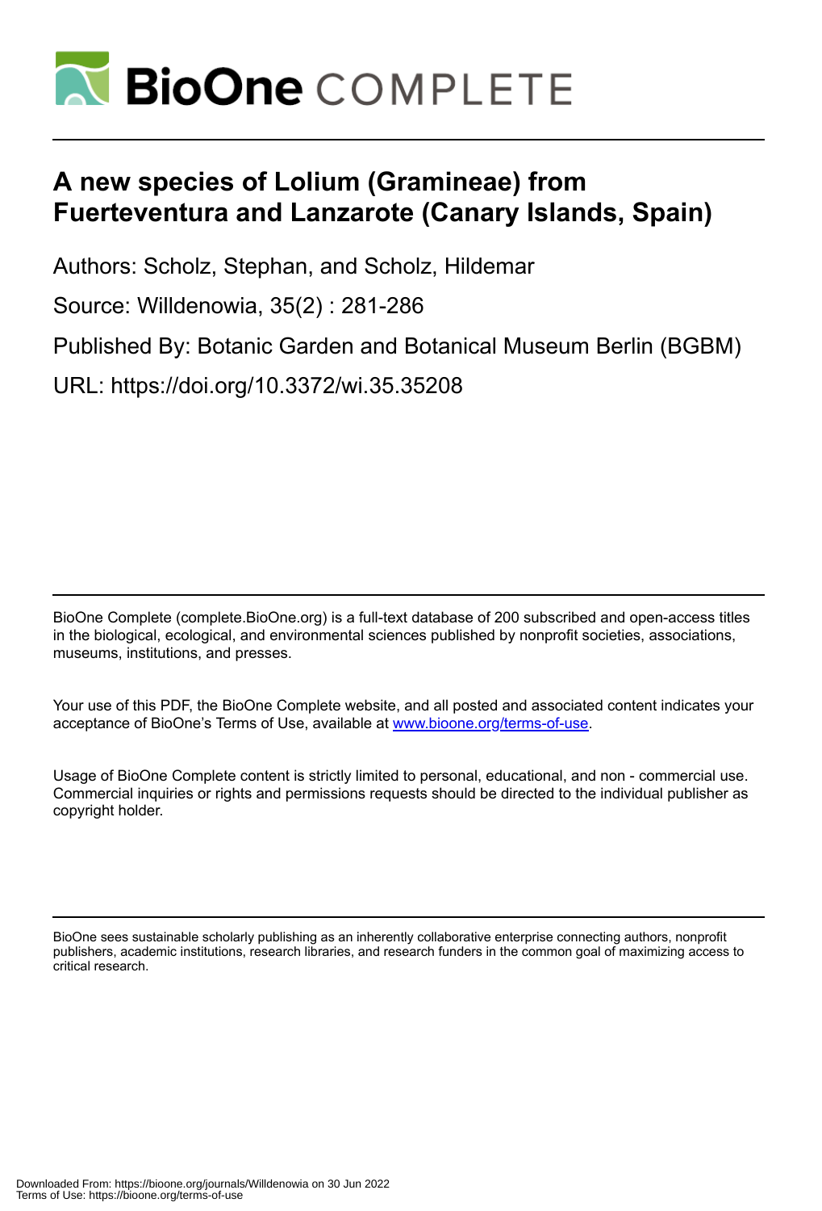# A new species of Lolium (Gramineae) from Fuerteventura and Lanzarote (Canary Islands, Spain)

Authors: Scholz, Stephan, and Scholz, Hildemar

Source: Willdenowia, 35(2) : 281-286

Published By: Botanic Garden and Botanical Museum Berlin (BGBM)

URL: https://doi.org/10.3372/wi.35.35208

BioOne Complete (complete.BioOne.org) is a full-text database of 200 subscribed and open-access titles in the biological, ecological, and environmental sciences published by nonprofit societies, associations, museums, institutions, and presses.

Your use of this PDF, the BioOne Complete website, and all posted and associated content indicates your acceptance of BioOne's Terms of Use, available at www.bioone.org/terms-of-use.

Usage of BioOne Complete content is strictly limited to personal, educational, and non - commercial use. Commercial inquiries or rights and permissions requests should be directed to the individual publisher as copyright holder.

BioOne sees sustainable scholarly publishing as an inherently collaborative enterprise connecting authors, nonprofit publishers, academic institutions, research libraries, and research funders in the common goal of maximizing access to critical research.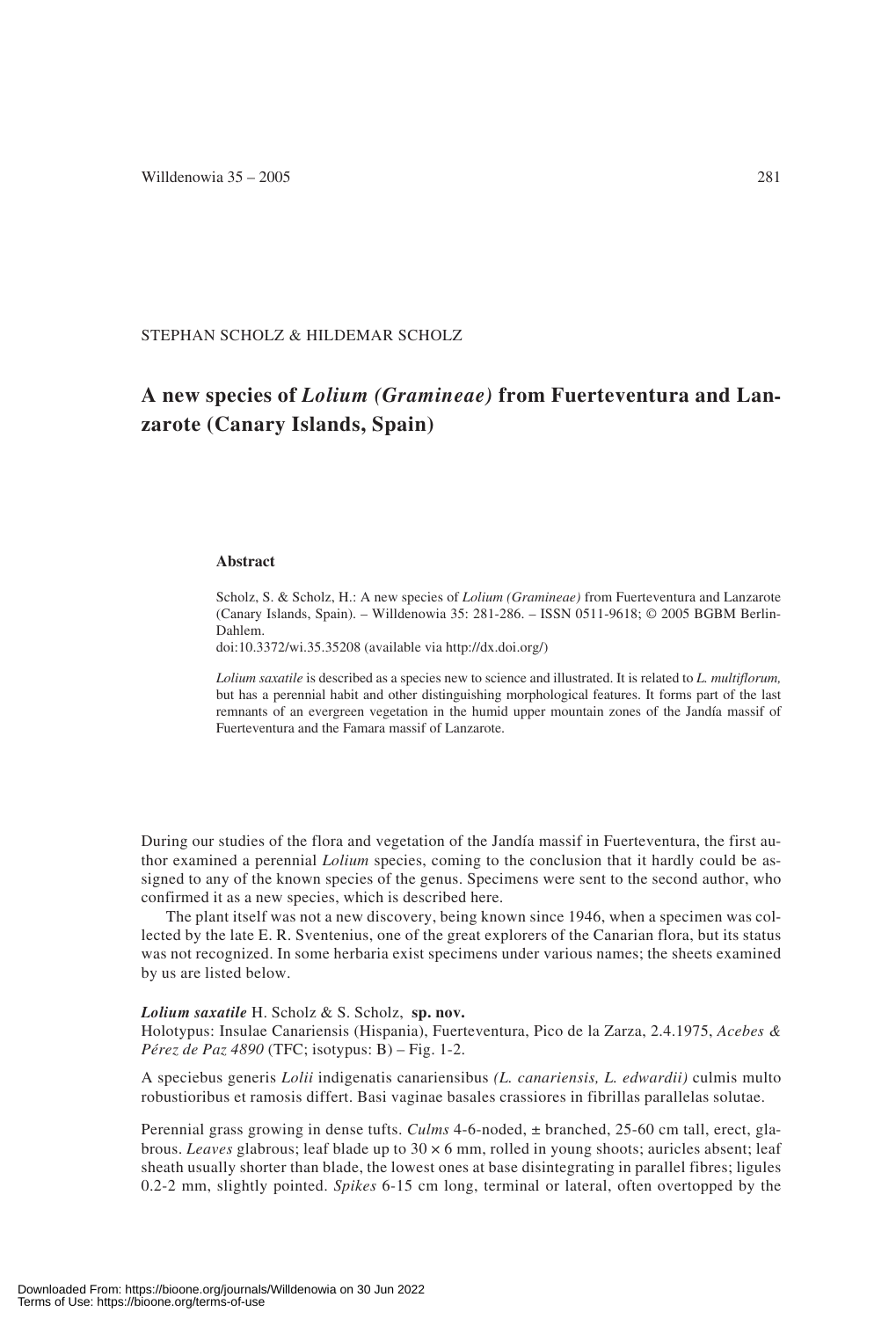STEPHAN SCHOLZ & HILDEMAR SCHOLZ

# A new species of *Lolium (Gramineae)* from Fuerteventura and Lanzarote (Canary Islands, Spain)

### Abstract

Scholz, S. & Scholz, H.: A new species of *Lolium (Gramineae)* from Fuerteventura and Lanzarote (Canary Islands, Spain). – Willdenowia 35: 281-286. – ISSN 0511-9618; © 2005 BGBM Berlin-Dahlem.
doi:10.3372/wi.35.35208 (available via http://dx.doi.org/)

*Lolium saxatile* is described as a species new to science and illustrated. It is related to *L. multiflorum,* but has a perennial habit and other distinguishing morphological features. It forms part of the last remnants of an evergreen vegetation in the humid upper mountain zones of the Jandía massif of Fuerteventura and the Famara massif of Lanzarote.

During our studies of the flora and vegetation of the Jandía massif in Fuerteventura, the first author examined a perennial *Lolium* species, coming to the conclusion that it hardly could be assigned to any of the known species of the genus. Specimens were sent to the second author, who confirmed it as a new species, which is described here.

The plant itself was not a new discovery, being known since 1946, when a specimen was collected by the late E. R. Sventenius, one of the great explorers of the Canarian flora, but its status was not recognized. In some herbaria exist specimens under various names; the sheets examined by us are listed below.

***Lolium saxatile*** H. Scholz & S. Scholz, **sp. nov.**
Holotypus: Insulae Canariensis (Hispania), Fuerteventura, Pico de la Zarza, 2.4.1975, *Acebes & Pérez de Paz 4890* (TFC; isotypus: B) – Fig. 1-2.

A speciebus generis *Lolii* indigenatis canariensibus *(L. canariensis, L. edwardii)* culmis multo robustioribus et ramosis differt. Basi vaginae basales crassiores in fibrillas parallelas solutae.

Perennial grass growing in dense tufts. *Culms* 4-6-noded, ± branched, 25-60 cm tall, erect, glabrous. *Leaves* glabrous; leaf blade up to 30 × 6 mm, rolled in young shoots; auricles absent; leaf sheath usually shorter than blade, the lowest ones at base disintegrating in parallel fibres; ligules 0.2-2 mm, slightly pointed. *Spikes* 6-15 cm long, terminal or lateral, often overtopped by the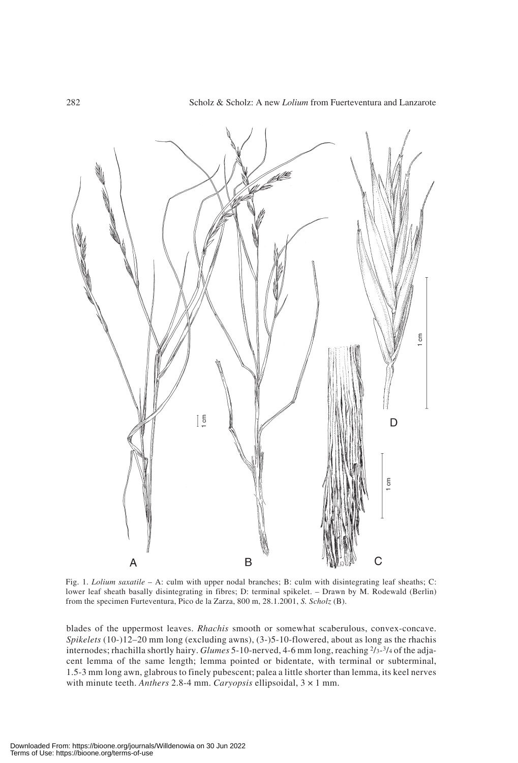Fig. 1. *Lolium saxatile* – A: culm with upper nodal branches; B: culm with disintegrating leaf sheaths; C: lower leaf sheath basally disintegrating in fibres; D: terminal spikelet. – Drawn by M. Rodewald (Berlin) from the specimen Furteventura, Pico de la Zarza, 800 m, 28.1.2001, *S. Scholz* (B).

blades of the uppermost leaves. *Rhachis* smooth or somewhat scaberulous, convex-concave. *Spikelets* (10-)12–20 mm long (excluding awns), (3-)5-10-flowered, about as long as the rhachis internodes; rhachilla shortly hairy. *Glumes* 5-10-nerved, 4-6 mm long, reaching $^{2}/_{3}$-$^{3}/_{4}$ of the adjacent lemma of the same length; lemma pointed or bidentate, with terminal or subterminal, 1.5-3 mm long awn, glabrous to finely pubescent; palea a little shorter than lemma, its keel nerves with minute teeth. *Anthers* 2.8-4 mm. *Caryopsis* ellipsoidal, $3 \times 1$ mm.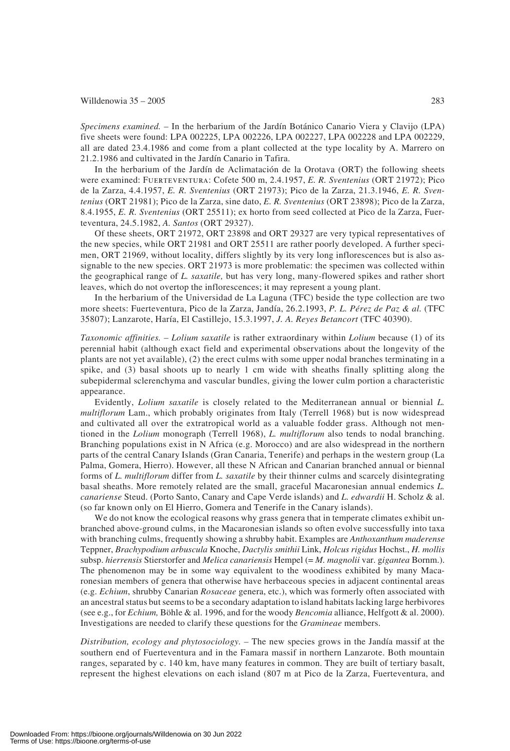*Specimens examined.* – In the herbarium of the Jardín Botánico Canario Viera y Clavijo (LPA) five sheets were found: LPA 002225, LPA 002226, LPA 002227, LPA 002228 and LPA 002229, all are dated 23.4.1986 and come from a plant collected at the type locality by A. Marrero on 21.2.1986 and cultivated in the Jardín Canario in Tafira.

In the herbarium of the Jardín de Aclimatación de la Orotava (ORT) the following sheets were examined: Fuerteventura: Cofete 500 m, 2.4.1957, *E. R. Sventenius* (ORT 21972); Pico de la Zarza, 4.4.1957, *E. R. Sventenius* (ORT 21973); Pico de la Zarza, 21.3.1946, *E. R. Sventenius* (ORT 21981); Pico de la Zarza, sine dato, *E. R. Sventenius* (ORT 23898); Pico de la Zarza, 8.4.1955, *E. R. Sventenius* (ORT 25511); ex horto from seed collected at Pico de la Zarza, Fuerteventura, 24.5.1982, *A. Santos* (ORT 29327).

Of these sheets, ORT 21972, ORT 23898 and ORT 29327 are very typical representatives of the new species, while ORT 21981 and ORT 25511 are rather poorly developed. A further specimen, ORT 21969, without locality, differs slightly by its very long inflorescences but is also assignable to the new species. ORT 21973 is more problematic: the specimen was collected within the geographical range of *L. saxatile,* but has very long, many-flowered spikes and rather short leaves, which do not overtop the inflorescences; it may represent a young plant.

In the herbarium of the Universidad de La Laguna (TFC) beside the type collection are two more sheets: Fuerteventura, Pico de la Zarza, Jandía, 26.2.1993, *P. L. Pérez de Paz & al.* (TFC 35807); Lanzarote, Haría, El Castillejo, 15.3.1997, *J. A. Reyes Betancort* (TFC 40390).

*Taxonomic affinities.* – *Lolium saxatile* is rather extraordinary within *Lolium* because (1) of its perennial habit (although exact field and experimental observations about the longevity of the plants are not yet available), (2) the erect culms with some upper nodal branches terminating in a spike, and (3) basal shoots up to nearly 1 cm wide with sheaths finally splitting along the subepidermal sclerenchyma and vascular bundles, giving the lower culm portion a characteristic appearance.

Evidently, *Lolium saxatile* is closely related to the Mediterranean annual or biennial *L. multiflorum* Lam., which probably originates from Italy (Terrell 1968) but is now widespread and cultivated all over the extratropical world as a valuable fodder grass. Although not mentioned in the *Lolium* monograph (Terrell 1968), *L. multiflorum* also tends to nodal branching. Branching populations exist in N Africa (e.g. Morocco) and are also widespread in the northern parts of the central Canary Islands (Gran Canaria, Tenerife) and perhaps in the western group (La Palma, Gomera, Hierro). However, all these N African and Canarian branched annual or biennal forms of *L. multiflorum* differ from *L. saxatile* by their thinner culms and scarcely disintegrating basal sheaths. More remotely related are the small, graceful Macaronesian annual endemics *L. canariense* Steud. (Porto Santo, Canary and Cape Verde islands) and *L. edwardii* H. Scholz & al. (so far known only on El Hierro, Gomera and Tenerife in the Canary islands).

We do not know the ecological reasons why grass genera that in temperate climates exhibit unbranched above-ground culms, in the Macaronesian islands so often evolve successfully into taxa with branching culms, frequently showing a shrubby habit. Examples are *Anthoxanthum maderense* Teppner, *Brachypodium arbuscula* Knoche, *Dactylis smithii* Link, *Holcus rigidus* Hochst., *H. mollis* subsp. *hierrensis* Stierstorfer and *Melica canariensis* Hempel (= *M. magnolii* var. *gigantea* Bornm.). The phenomenon may be in some way equivalent to the woodiness exhibited by many Macaronesian members of genera that otherwise have herbaceous species in adjacent continental areas (e.g. *Echium*, shrubby Canarian *Rosaceae* genera, etc.), which was formerly often associated with an ancestral status but seems to be a secondary adaptation to island habitats lacking large herbivores (see e.g., for *Echium,* Böhle & al. 1996, and for the woody *Bencomia* alliance, Helfgott & al. 2000). Investigations are needed to clarify these questions for the *Gramineae* members.

*Distribution, ecology and phytosociology.* – The new species grows in the Jandía massif at the southern end of Fuerteventura and in the Famara massif in northern Lanzarote. Both mountain ranges, separated by c. 140 km, have many features in common. They are built of tertiary basalt, represent the highest elevations on each island (807 m at Pico de la Zarza, Fuerteventura, and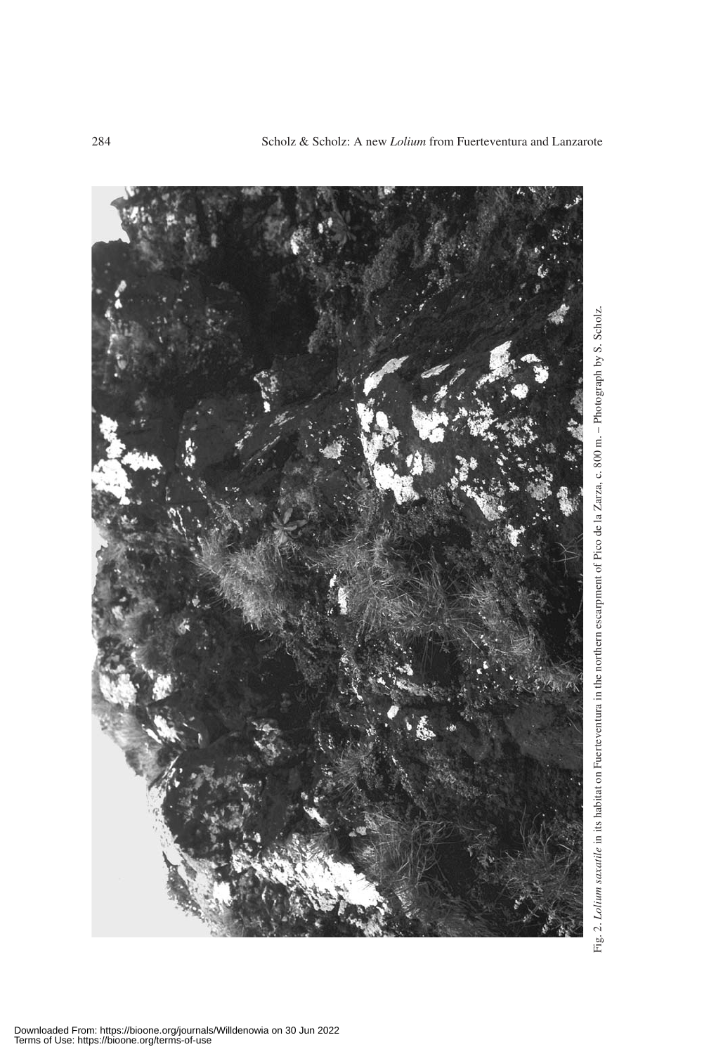Fig. 2. *Lolium saxatile* in its habitat on Fuerteventura in the northern escarpment of Pico de la Zarza, c. 800 m. – Photograph by S. Scholz.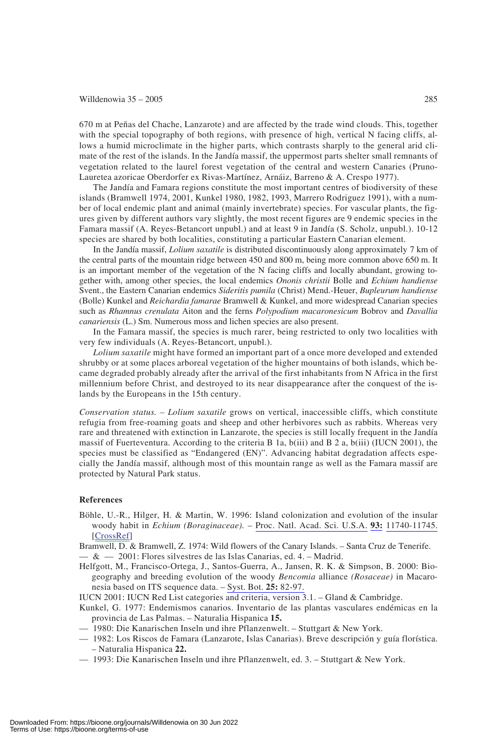670 m at Peñas del Chache, Lanzarote) and are affected by the trade wind clouds. This, together with the special topography of both regions, with presence of high, vertical N facing cliffs, allows a humid microclimate in the higher parts, which contrasts sharply to the general arid climate of the rest of the islands. In the Jandía massif, the uppermost parts shelter small remnants of vegetation related to the laurel forest vegetation of the central and western Canaries (Pruno-Lauretea azoricae Oberdorfer ex Rivas-Martínez, Arnáiz, Barreno & A. Crespo 1977).

The Jandía and Famara regions constitute the most important centres of biodiversity of these islands (Bramwell 1974, 2001, Kunkel 1980, 1982, 1993, Marrero Rodriguez 1991), with a number of local endemic plant and animal (mainly invertebrate) species. For vascular plants, the figures given by different authors vary slightly, the most recent figures are 9 endemic species in the Famara massif (A. Reyes-Betancort unpubl.) and at least 9 in Jandía (S. Scholz, unpubl.). 10-12 species are shared by both localities, constituting a particular Eastern Canarian element.

In the Jandía massif, *Lolium saxatile* is distributed discontinuously along approximately 7 km of the central parts of the mountain ridge between 450 and 800 m, being more common above 650 m. It is an important member of the vegetation of the N facing cliffs and locally abundant, growing together with, among other species, the local endemics *Ononis christii* Bolle and *Echium handiense* Svent., the Eastern Canarian endemics *Sideritis pumila* (Christ) Mend.-Heuer, *Bupleurum handiense* (Bolle) Kunkel and *Reichardia famarae* Bramwell & Kunkel, and more widespread Canarian species such as *Rhamnus crenulata* Aiton and the ferns *Polypodium macaronesicum* Bobrov and *Davallia canariensis* (L.) Sm. Numerous moss and lichen species are also present.

In the Famara massif, the species is much rarer, being restricted to only two localities with very few individuals (A. Reyes-Betancort, unpubl.).

*Lolium saxatile* might have formed an important part of a once more developed and extended shrubby or at some places arboreal vegetation of the higher mountains of both islands, which became degraded probably already after the arrival of the first inhabitants from N Africa in the first millennium before Christ, and destroyed to its near disappearance after the conquest of the islands by the Europeans in the 15th century.

*Conservation status.* – *Lolium saxatile* grows on vertical, inaccessible cliffs, which constitute refugia from free-roaming goats and sheep and other herbivores such as rabbits. Whereas very rare and threatened with extinction in Lanzarote, the species is still locally frequent in the Jandía massif of Fuerteventura. According to the criteria B 1a, b(iii) and B 2 a, b(iii) (IUCN 2001), the species must be classified as "Endangered (EN)". Advancing habitat degradation affects especially the Jandía massif, although most of this mountain range as well as the Famara massif are protected by Natural Park status.

### References

Böhle, U.-R., Hilger, H. & Martin, W. 1996: Island colonization and evolution of the insular woody habit in *Echium (Boraginaceae)*. – Proc. Natl. Acad. Sci. U.S.A. **93:** 11740-11745. [CrossRef]

Bramwell, D. & Bramwell, Z. 1974: Wild flowers of the Canary Islands. – Santa Cruz de Tenerife.

— & — 2001: Flores silvestres de las Islas Canarias, ed. 4. – Madrid.

Helfgott, M., Francisco-Ortega, J., Santos-Guerra, A., Jansen, R. K. & Simpson, B. 2000: Biogeography and breeding evolution of the woody *Bencomia* alliance *(Rosaceae)* in Macaronesia based on ITS sequence data. – Syst. Bot. **25:** 82-97.

IUCN 2001: IUCN Red List categories and criteria, version 3.1. – Gland & Cambridge.

Kunkel, G. 1977: Endemismos canarios. Inventario de las plantas vasculares endémicas en la provincia de Las Palmas. – Naturalia Hispanica **15.**

— 1980: Die Kanarischen Inseln und ihre Pflanzenwelt. – Stuttgart & New York.

— 1982: Los Riscos de Famara (Lanzarote, Islas Canarias). Breve descripción y guía florística. – Naturalia Hispanica **22.**

— 1993: Die Kanarischen Inseln und ihre Pflanzenwelt, ed. 3. – Stuttgart & New York.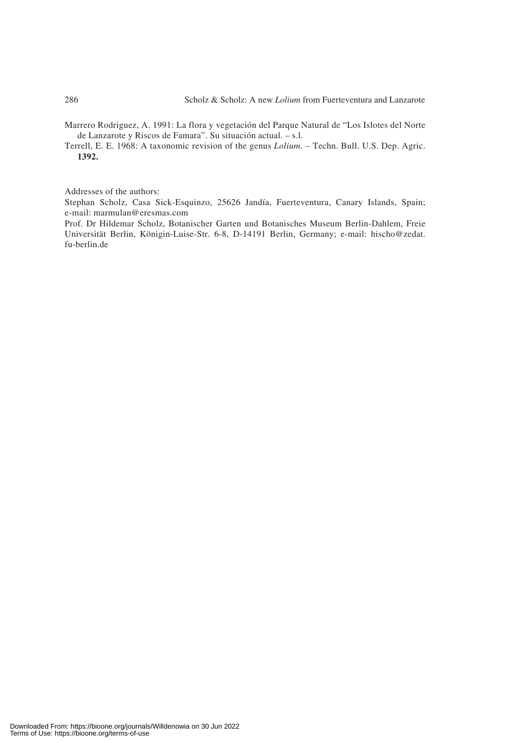Marrero Rodriguez, A. 1991: La flora y vegetación del Parque Natural de "Los Islotes del Norte de Lanzarote y Riscos de Famara". Su situación actual. – s.l.

Terrell, E. E. 1968: A taxonomic revision of the genus *Lolium.* – Techn. Bull. U.S. Dep. Agric. **1392.**

Addresses of the authors:

Stephan Scholz, Casa Sick-Esquinzo, 25626 Jandía, Fuerteventura, Canary Islands, Spain; e-mail: marmulan@eresmas.com

Prof. Dr Hildemar Scholz, Botanischer Garten und Botanisches Museum Berlin-Dahlem, Freie Universität Berlin, Königin-Luise-Str. 6-8, D-14191 Berlin, Germany; e-mail: hischo@zedat.fu-berlin.de